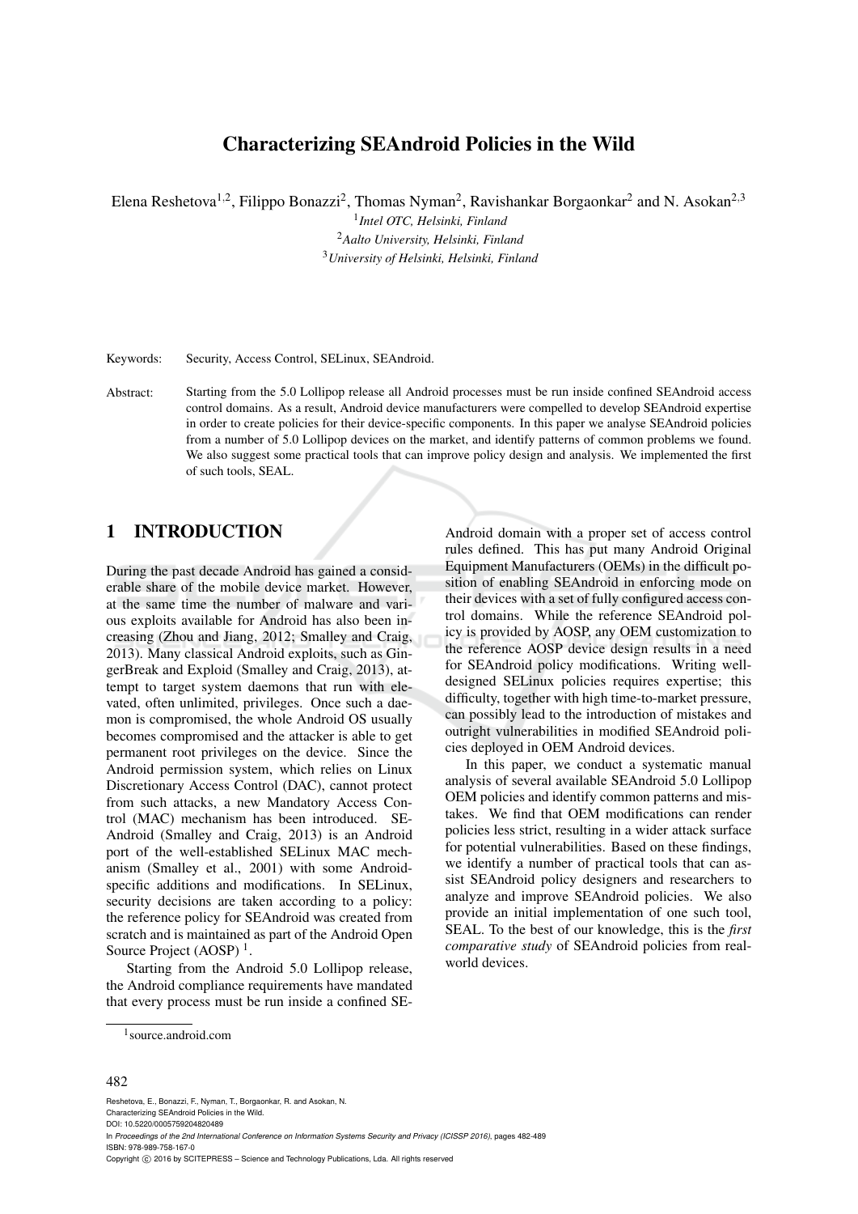# Characterizing SEAndroid Policies in the Wild

Elena Reshetova[1,2], Filippo Bonazzi[2], Thomas Nyman[2], Ravishankar Borgaonkar[2] and N. Asokan[2,3]

[1]*Intel OTC, Helsinki, Finland*
[2]*Aalto University, Helsinki, Finland*
[3]*University of Helsinki, Helsinki, Finland*

Keywords: Security, Access Control, SELinux, SEAndroid.

Abstract: Starting from the 5.0 Lollipop release all Android processes must be run inside confined SEAndroid access control domains. As a result, Android device manufacturers were compelled to develop SEAndroid expertise in order to create policies for their device-specific components. In this paper we analyse SEAndroid policies from a number of 5.0 Lollipop devices on the market, and identify patterns of common problems we found. We also suggest some practical tools that can improve policy design and analysis. We implemented the first of such tools, SEAL.

## 1 INTRODUCTION

During the past decade Android has gained a considerable share of the mobile device market. However, at the same time the number of malware and various exploits available for Android has also been increasing (Zhou and Jiang, 2012; Smalley and Craig, 2013). Many classical Android exploits, such as GingerBreak and Exploid (Smalley and Craig, 2013), attempt to target system daemons that run with elevated, often unlimited, privileges. Once such a daemon is compromised, the whole Android OS usually becomes compromised and the attacker is able to get permanent root privileges on the device. Since the Android permission system, which relies on Linux Discretionary Access Control (DAC), cannot protect from such attacks, a new Mandatory Access Control (MAC) mechanism has been introduced. SEAndroid (Smalley and Craig, 2013) is an Android port of the well-established SELinux MAC mechanism (Smalley et al., 2001) with some Android-specific additions and modifications. In SELinux, security decisions are taken according to a policy: the reference policy for SEAndroid was created from scratch and is maintained as part of the Android Open Source Project (AOSP) [1].

Starting from the Android 5.0 Lollipop release, the Android compliance requirements have mandated that every process must be run inside a confined SEAndroid domain with a proper set of access control rules defined. This has put many Android Original Equipment Manufacturers (OEMs) in the difficult position of enabling SEAndroid in enforcing mode on their devices with a set of fully configured access control domains. While the reference SEAndroid policy is provided by AOSP, any OEM customization to the reference AOSP device design results in a need for SEAndroid policy modifications. Writing well-designed SELinux policies requires expertise; this difficulty, together with high time-to-market pressure, can possibly lead to the introduction of mistakes and outright vulnerabilities in modified SEAndroid policies deployed in OEM Android devices.

In this paper, we conduct a systematic manual analysis of several available SEAndroid 5.0 Lollipop OEM policies and identify common patterns and mistakes. We find that OEM modifications can render policies less strict, resulting in a wider attack surface for potential vulnerabilities. Based on these findings, we identify a number of practical tools that can assist SEAndroid policy designers and researchers to analyze and improve SEAndroid policies. We also provide an initial implementation of one such tool, SEAL. To the best of our knowledge, this is the *first comparative study* of SEAndroid policies from real-world devices.

[1] source.android.com

Reshetova, E., Bonazzi, F., Nyman, T., Borgaonkar, R. and Asokan, N.
Characterizing SEAndroid Policies in the Wild.
DOI: 10.5220/0005759204820489
In *Proceedings of the 2nd International Conference on Information Systems Security and Privacy (ICISSP 2016)*, pages 482-489
ISBN: 978-989-758-167-0
Copyright © 2016 by SCITEPRESS – Science and Technology Publications, Lda. All rights reserved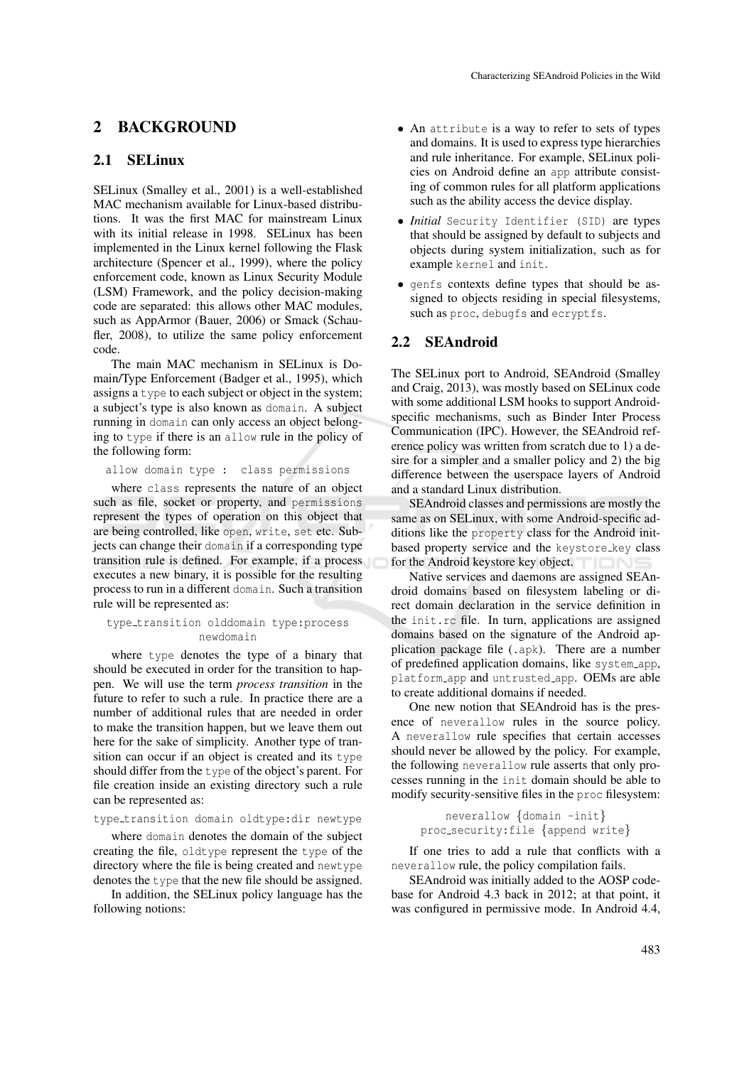## 2 BACKGROUND

### 2.1 SELinux

SELinux (Smalley et al., 2001) is a well-established MAC mechanism available for Linux-based distributions. It was the first MAC for mainstream Linux with its initial release in 1998. SELinux has been implemented in the Linux kernel following the Flask architecture (Spencer et al., 1999), where the policy enforcement code, known as Linux Security Module (LSM) Framework, and the policy decision-making code are separated: this allows other MAC modules, such as AppArmor (Bauer, 2006) or Smack (Schaufler, 2008), to utilize the same policy enforcement code.

The main MAC mechanism in SELinux is Domain/Type Enforcement (Badger et al., 1995), which assigns a `type` to each subject or object in the system; a subject's type is also known as `domain`. A subject running in `domain` can only access an object belonging to `type` if there is an `allow` rule in the policy of the following form:

```
allow domain type : class permissions
```

where `class` represents the nature of an object such as file, socket or property, and `permissions` represent the types of operation on this object that are being controlled, like `open`, `write`, `set` etc. Subjects can change their `domain` if a corresponding type transition rule is defined. For example, if a process executes a new binary, it is possible for the resulting process to run in a different `domain`. Such a transition rule will be represented as:

```
type_transition olddomain type:process
               newdomain
```

where `type` denotes the type of a binary that should be executed in order for the transition to happen. We will use the term *process transition* in the future to refer to such a rule. In practice there are a number of additional rules that are needed in order to make the transition happen, but we leave them out here for the sake of simplicity. Another type of transition can occur if an object is created and its `type` should differ from the `type` of the object's parent. For file creation inside an existing directory such a rule can be represented as:

```
type_transition domain oldtype:dir newtype
```

where `domain` denotes the domain of the subject creating the file, `oldtype` represent the `type` of the directory where the file is being created and `newtype` denotes the `type` that the new file should be assigned.

In addition, the SELinux policy language has the following notions:

- An `attribute` is a way to refer to sets of types and domains. It is used to express type hierarchies and rule inheritance. For example, SELinux policies on Android define an `app` attribute consisting of common rules for all platform applications such as the ability access the device display.
- *Initial* `Security Identifier (SID)` are types that should be assigned by default to subjects and objects during system initialization, such as for example `kernel` and `init`.
- `genfs` contexts define types that should be assigned to objects residing in special filesystems, such as `proc`, `debugfs` and `ecryptfs`.

### 2.2 SEAndroid

The SELinux port to Android, SEAndroid (Smalley and Craig, 2013), was mostly based on SELinux code with some additional LSM hooks to support Android-specific mechanisms, such as Binder Inter Process Communication (IPC). However, the SEAndroid reference policy was written from scratch due to 1) a desire for a simpler and a smaller policy and 2) the big difference between the userspace layers of Android and a standard Linux distribution.

SEAndroid classes and permissions are mostly the same as on SELinux, with some Android-specific additions like the `property` class for the Android init-based property service and the `keystore_key` class for the Android keystore key object.

Native services and daemons are assigned SEAndroid domains based on filesystem labeling or direct domain declaration in the service definition in the `init.rc` file. In turn, applications are assigned domains based on the signature of the Android application package file (`.apk`). There are a number of predefined application domains, like `system_app`, `platform_app` and `untrusted_app`. OEMs are able to create additional domains if needed.

One new notion that SEAndroid has is the presence of `neverallow` rules in the source policy. A `neverallow` rule specifies that certain accesses should never be allowed by the policy. For example, the following `neverallow` rule asserts that only processes running in the `init` domain should be able to modify security-sensitive files in the `proc` filesystem:

```
neverallow {domain -init}
proc_security:file {append write}
```

If one tries to add a rule that conflicts with a `neverallow` rule, the policy compilation fails.

SEAndroid was initially added to the AOSP codebase for Android 4.3 back in 2012; at that point, it was configured in permissive mode. In Android 4.4,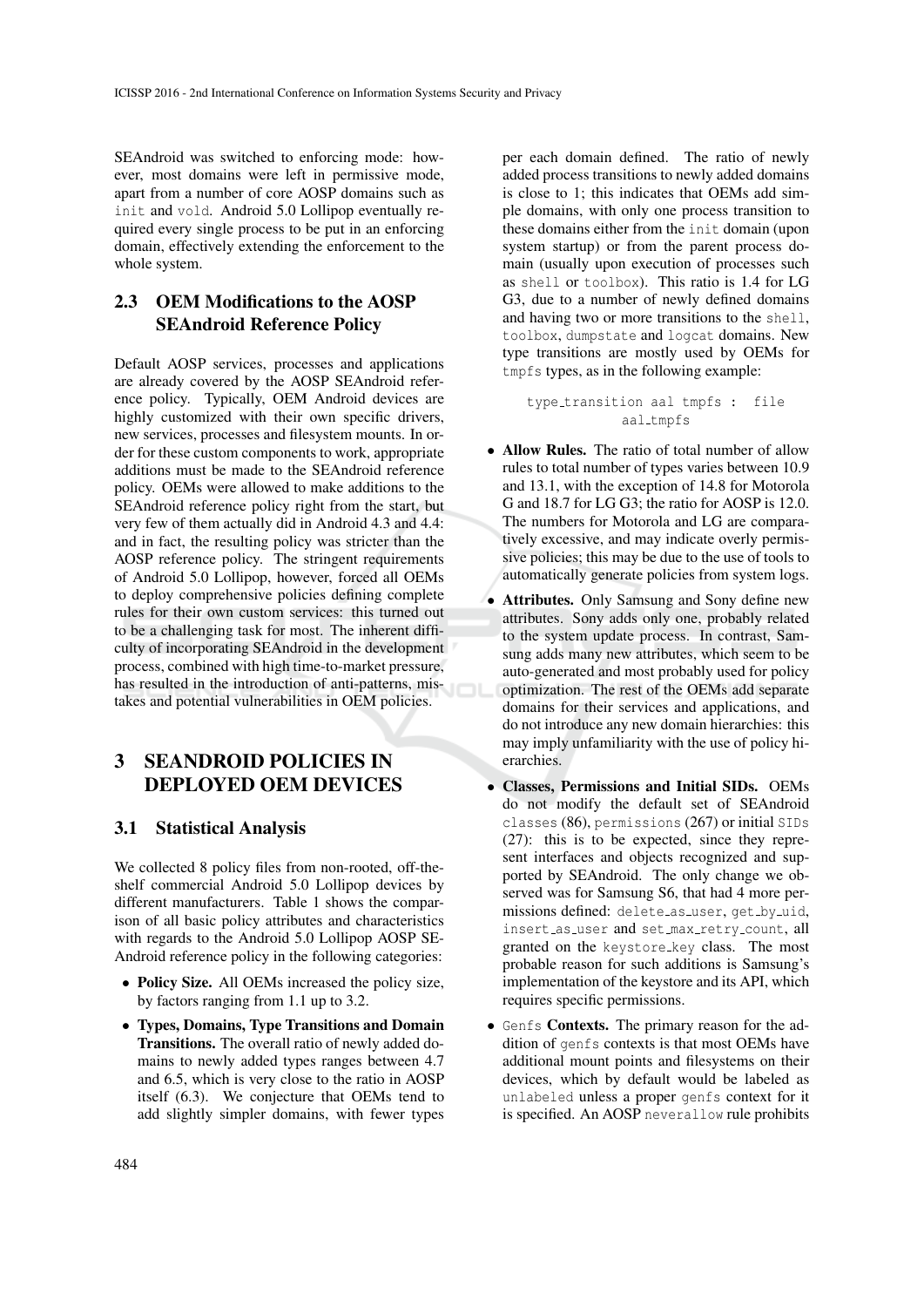SEAndroid was switched to enforcing mode: however, most domains were left in permissive mode, apart from a number of core AOSP domains such as `init` and `vold`. Android 5.0 Lollipop eventually required every single process to be put in an enforcing domain, effectively extending the enforcement to the whole system.

### 2.3 OEM Modifications to the AOSP SEAndroid Reference Policy

Default AOSP services, processes and applications are already covered by the AOSP SEAndroid reference policy. Typically, OEM Android devices are highly customized with their own specific drivers, new services, processes and filesystem mounts. In order for these custom components to work, appropriate additions must be made to the SEAndroid reference policy. OEMs were allowed to make additions to the SEAndroid reference policy right from the start, but very few of them actually did in Android 4.3 and 4.4: and in fact, the resulting policy was stricter than the AOSP reference policy. The stringent requirements of Android 5.0 Lollipop, however, forced all OEMs to deploy comprehensive policies defining complete rules for their own custom services: this turned out to be a challenging task for most. The inherent difficulty of incorporating SEAndroid in the development process, combined with high time-to-market pressure, has resulted in the introduction of anti-patterns, mistakes and potential vulnerabilities in OEM policies.

## 3 SEANDROID POLICIES IN DEPLOYED OEM DEVICES

### 3.1 Statistical Analysis

We collected 8 policy files from non-rooted, off-the-shelf commercial Android 5.0 Lollipop devices by different manufacturers. Table 1 shows the comparison of all basic policy attributes and characteristics with regards to the Android 5.0 Lollipop AOSP SEAndroid reference policy in the following categories:

- **Policy Size.** All OEMs increased the policy size, by factors ranging from 1.1 up to 3.2.
- **Types, Domains, Type Transitions and Domain Transitions.** The overall ratio of newly added domains to newly added types ranges between 4.7 and 6.5, which is very close to the ratio in AOSP itself (6.3). We conjecture that OEMs tend to add slightly simpler domains, with fewer types per each domain defined. The ratio of newly added process transitions to newly added domains is close to 1; this indicates that OEMs add simple domains, with only one process transition to these domains either from the `init` domain (upon system startup) or from the parent process domain (usually upon execution of processes such as `shell` or `toolbox`). This ratio is 1.4 for LG G3, due to a number of newly defined domains and having two or more transitions to the `shell`, `toolbox`, `dumpstate` and `logcat` domains. New type transitions are mostly used by OEMs for `tmpfs` types, as in the following example:

  ```
  type_transition aal tmpfs : file
              aal_tmpfs
  ```

- **Allow Rules.** The ratio of total number of allow rules to total number of types varies between 10.9 and 13.1, with the exception of 14.8 for Motorola G and 18.7 for LG G3; the ratio for AOSP is 12.0. The numbers for Motorola and LG are comparatively excessive, and may indicate overly permissive policies; this may be due to the use of tools to automatically generate policies from system logs.
- **Attributes.** Only Samsung and Sony define new attributes. Sony adds only one, probably related to the system update process. In contrast, Samsung adds many new attributes, which seem to be auto-generated and most probably used for policy optimization. The rest of the OEMs add separate domains for their services and applications, and do not introduce any new domain hierarchies: this may imply unfamiliarity with the use of policy hierarchies.
- **Classes, Permissions and Initial SIDs.** OEMs do not modify the default set of SEAndroid `classes` (86), `permissions` (267) or initial `SIDs` (27): this is to be expected, since they represent interfaces and objects recognized and supported by SEAndroid. The only change we observed was for Samsung S6, that had 4 more permissions defined: `delete_as_user`, `get_by_uid`, `insert_as_user` and `set_max_retry_count`, all granted on the `keystore_key` class. The most probable reason for such additions is Samsung's implementation of the keystore and its API, which requires specific permissions.
- **`Genfs` Contexts.** The primary reason for the addition of `genfs` contexts is that most OEMs have additional mount points and filesystems on their devices, which by default would be labeled as `unlabeled` unless a proper `genfs` context for it is specified. An AOSP `neverallow` rule prohibits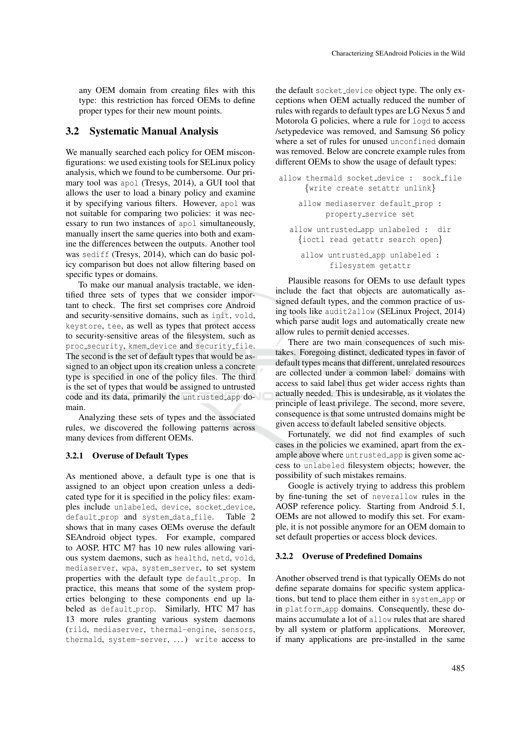any OEM domain from creating files with this type: this restriction has forced OEMs to define proper types for their new mount points.

## 3.2 Systematic Manual Analysis

We manually searched each policy for OEM misconfigurations: we used existing tools for SELinux policy analysis, which we found to be cumbersome. Our primary tool was apol (Tresys, 2014), a GUI tool that allows the user to load a binary policy and examine it by specifying various filters. However, apol was not suitable for comparing two policies: it was necessary to run two instances of apol simultaneously, manually insert the same queries into both and examine the differences between the outputs. Another tool was sediff (Tresys, 2014), which can do basic policy comparison but does not allow filtering based on specific types or domains.

To make our manual analysis tractable, we identified three sets of types that we consider important to check. The first set comprises core Android and security-sensitive domains, such as init, vold, keystore, tee, as well as types that protect access to security-sensitive areas of the filesystem, such as proc_security, kmem_device and security_file. The second is the set of default types that would be assigned to an object upon its creation unless a concrete type is specified in one of the policy files. The third is the set of types that would be assigned to untrusted code and its data, primarily the untrusted_app domain.

Analyzing these sets of types and the associated rules, we discovered the following patterns across many devices from different OEMs.

### 3.2.1 Overuse of Default Types

As mentioned above, a default type is one that is assigned to an object upon creation unless a dedicated type for it is specified in the policy files: examples include unlabeled, device, socket_device, default_prop and system_data_file. Table 2 shows that in many cases OEMs overuse the default SEAndroid object types. For example, compared to AOSP, HTC M7 has 10 new rules allowing various system daemons, such as healthd, netd, vold, mediaserver, wpa, system_server, to set system properties with the default type default_prop. In practice, this means that some of the system properties belonging to these components end up labeled as default_prop. Similarly, HTC M7 has 13 more rules granting various system daemons (rild, mediaserver, thermal-engine, sensors, thermald, system-server, ...) write access to the default socket_device object type. The only exceptions when OEM actually reduced the number of rules with regards to default types are LG Nexus 5 and Motorola G policies, where a rule for logd to access /setypedevice was removed, and Samsung S6 policy where a set of rules for unused unconfined domain was removed. Below are concrete example rules from different OEMs to show the usage of default types:

```
allow thermald socket_device : sock_file
    {write create setattr unlink}

allow mediaserver default_prop :
    property_service set

allow untrusted_app unlabeled : dir
    {ioctl read getattr search open}

allow untrusted_app unlabeled :
    filesystem getattr
```

Plausible reasons for OEMs to use default types include the fact that objects are automatically assigned default types, and the common practice of using tools like audit2allow (SELinux Project, 2014) which parse audit logs and automatically create new allow rules to permit denied accesses.

There are two main consequences of such mistakes. Foregoing distinct, dedicated types in favor of default types means that different, unrelated resources are collected under a common label: domains with access to said label thus get wider access rights than actually needed. This is undesirable, as it violates the principle of least privilege. The second, more severe, consequence is that some untrusted domains might be given access to default labeled sensitive objects.

Fortunately, we did not find examples of such cases in the policies we examined, apart from the example above where untrusted_app is given some access to unlabeled filesystem objects; however, the possibility of such mistakes remains.

Google is actively trying to address this problem by fine-tuning the set of neverallow rules in the AOSP reference policy. Starting from Android 5.1, OEMs are not allowed to modify this set. For example, it is not possible anymore for an OEM domain to set default properties or access block devices.

### 3.2.2 Overuse of Predefined Domains

Another observed trend is that typically OEMs do not define separate domains for specific system applications, but tend to place them either in system_app or in platform_app domains. Consequently, these domains accumulate a lot of allow rules that are shared by all system or platform applications. Moreover, if many applications are pre-installed in the same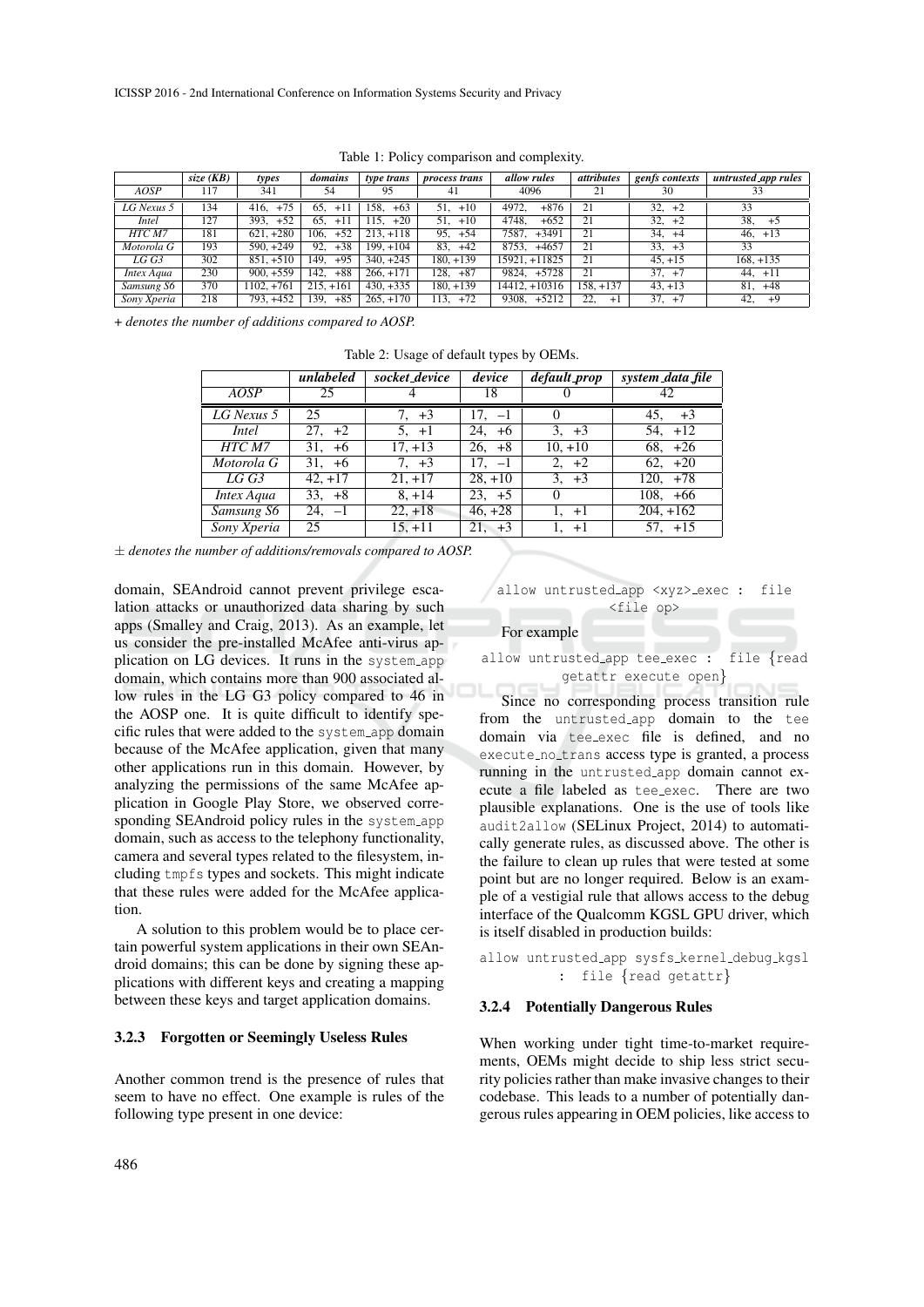Table 1: Policy comparison and complexity.

| | *size (KB)* | *types* | *domains* | *type trans* | *process trans* | *allow rules* | *attributes* | *genfs contexts* | *untrusted_app rules* |
|---|---|---|---|---|---|---|---|---|---|
| *AOSP* | 117 | 341 | 54 | 95 | 41 | 4096 | 21 | 30 | 33 |
| *LG Nexus 5* | 134 | 416, +75 | 65, +11 | 158, +63 | 51, +10 | 4972, +876 | 21 | 32, +2 | 33 |
| *Intel* | 127 | 393, +52 | 65, +11 | 115, +20 | 51, +10 | 4748, +652 | 21 | 32, +2 | 38, +5 |
| *HTC M7* | 181 | 621, +280 | 106, +52 | 213, +118 | 95, +54 | 7587, +3491 | 21 | 34, +4 | 46, +13 |
| *Motorola G* | 193 | 590, +249 | 92, +38 | 199, +104 | 83, +42 | 8753, +4657 | 21 | 33, +3 | 33 |
| *LG G3* | 302 | 851, +510 | 149, +95 | 340, +245 | 180, +139 | 15921, +11825 | 21 | 45, +15 | 168, +135 |
| *Intex Aqua* | 230 | 900, +559 | 142, +88 | 266, +171 | 128, +87 | 9824, +5728 | 21 | 37, +7 | 44, +11 |
| *Samsung S6* | 370 | 1102, +761 | 215, +161 | 430, +335 | 180, +139 | 14412, +10316 | 158, +137 | 43, +13 | 81, +48 |
| *Sony Xperia* | 218 | 793, +452 | 139, +85 | 265, +170 | 113, +72 | 9308, +5212 | 22, +1 | 37, +7 | 42, +9 |

*+ denotes the number of additions compared to AOSP.*

Table 2: Usage of default types by OEMs.

| | *unlabeled* | *socket_device* | *device* | *default_prop* | *system_data_file* |
|---|---|---|---|---|---|
| *AOSP* | 25 | 4 | 18 | 0 | 42 |
| *LG Nexus 5* | 25 | 7, +3 | 17, −1 | 0 | 45, +3 |
| *Intel* | 27, +2 | 5, +1 | 24, +6 | 3, +3 | 54, +12 |
| *HTC M7* | 31, +6 | 17, +13 | 26, +8 | 10, +10 | 68, +26 |
| *Motorola G* | 31, +6 | 7, +3 | 17, −1 | 2, +2 | 62, +20 |
| *LG G3* | 42, +17 | 21, +17 | 28, +10 | 3, +3 | 120, +78 |
| *Intex Aqua* | 33, +8 | 8, +14 | 23, +5 | 0 | 108, +66 |
| *Samsung S6* | 24, −1 | 22, +18 | 46, +28 | 1, +1 | 204, +162 |
| *Sony Xperia* | 25 | 15, +11 | 21, +3 | 1, +1 | 57, +15 |

*± denotes the number of additions/removals compared to AOSP.*

domain, SEAndroid cannot prevent privilege escalation attacks or unauthorized data sharing by such apps (Smalley and Craig, 2013). As an example, let us consider the pre-installed McAfee anti-virus application on LG devices. It runs in the `system_app` domain, which contains more than 900 associated allow rules in the LG G3 policy compared to 46 in the AOSP one. It is quite difficult to identify specific rules that were added to the `system_app` domain because of the McAfee application, given that many other applications run in this domain. However, by analyzing the permissions of the same McAfee application in Google Play Store, we observed corresponding SEAndroid policy rules in the `system_app` domain, such as access to the telephony functionality, camera and several types related to the filesystem, including `tmpfs` types and sockets. This might indicate that these rules were added for the McAfee application.

A solution to this problem would be to place certain powerful system applications in their own SEAndroid domains; this can be done by signing these applications with different keys and creating a mapping between these keys and target application domains.

### 3.2.3 Forgotten or Seemingly Useless Rules

Another common trend is the presence of rules that seem to have no effect. One example is rules of the following type present in one device:

```
allow untrusted_app <xyz>_exec : file <file op>
```

For example

```
allow untrusted_app tee_exec : file {read getattr execute open}
```

Since no corresponding process transition rule from the `untrusted_app` domain to the `tee` domain via `tee_exec` file is defined, and no `execute_no_trans` access type is granted, a process running in the `untrusted_app` domain cannot execute a file labeled as `tee_exec`. There are two plausible explanations. One is the use of tools like `audit2allow` (SELinux Project, 2014) to automatically generate rules, as discussed above. The other is the failure to clean up rules that were tested at some point but are no longer required. Below is an example of a vestigial rule that allows access to the debug interface of the Qualcomm KGSL GPU driver, which is itself disabled in production builds:

```
allow untrusted_app sysfs_kernel_debug_kgsl : file {read getattr}
```

### 3.2.4 Potentially Dangerous Rules

When working under tight time-to-market requirements, OEMs might decide to ship less strict security policies rather than make invasive changes to their codebase. This leads to a number of potentially dangerous rules appearing in OEM policies, like access to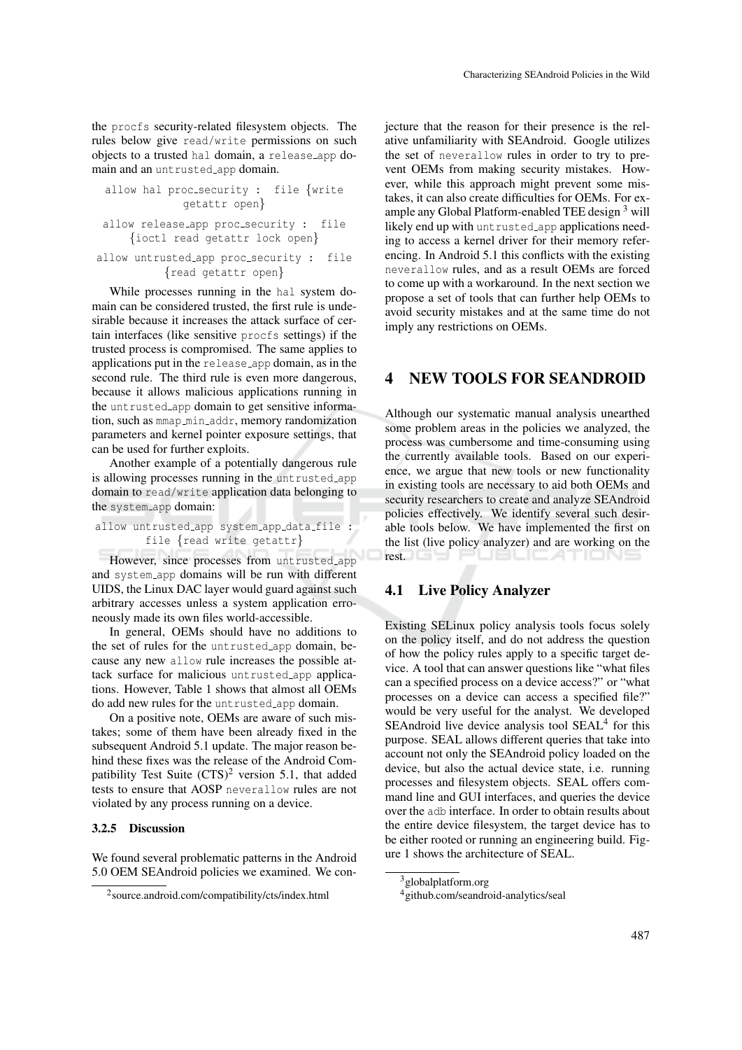the procfs security-related filesystem objects. The rules below give read/write permissions on such objects to a trusted hal domain, a release_app domain and an untrusted_app domain.

```
allow hal proc_security : file {write getattr open}
allow release_app proc_security : file {ioctl read getattr lock open}
allow untrusted_app proc_security : file {read getattr open}
```

While processes running in the hal system domain can be considered trusted, the first rule is undesirable because it increases the attack surface of certain interfaces (like sensitive procfs settings) if the trusted process is compromised. The same applies to applications put in the release_app domain, as in the second rule. The third rule is even more dangerous, because it allows malicious applications running in the untrusted_app domain to get sensitive information, such as mmap_min_addr, memory randomization parameters and kernel pointer exposure settings, that can be used for further exploits.

Another example of a potentially dangerous rule is allowing processes running in the untrusted_app domain to read/write application data belonging to the system_app domain:

```
allow untrusted_app system_app_data_file : file {read write getattr}
```

However, since processes from untrusted_app and system_app domains will be run with different UIDS, the Linux DAC layer would guard against such arbitrary accesses unless a system application erroneously made its own files world-accessible.

In general, OEMs should have no additions to the set of rules for the untrusted_app domain, because any new allow rule increases the possible attack surface for malicious untrusted_app applications. However, Table 1 shows that almost all OEMs do add new rules for the untrusted_app domain.

On a positive note, OEMs are aware of such mistakes; some of them have been already fixed in the subsequent Android 5.1 update. The major reason behind these fixes was the release of the Android Compatibility Test Suite (CTS)[2] version 5.1, that added tests to ensure that AOSP neverallow rules are not violated by any process running on a device.

#### 3.2.5 Discussion

We found several problematic patterns in the Android 5.0 OEM SEAndroid policies we examined. We conjecture that the reason for their presence is the relative unfamiliarity with SEAndroid. Google utilizes the set of neverallow rules in order to try to prevent OEMs from making security mistakes. However, while this approach might prevent some mistakes, it can also create difficulties for OEMs. For example any Global Platform-enabled TEE design [3] will likely end up with untrusted_app applications needing to access a kernel driver for their memory referencing. In Android 5.1 this conflicts with the existing neverallow rules, and as a result OEMs are forced to come up with a workaround. In the next section we propose a set of tools that can further help OEMs to avoid security mistakes and at the same time do not imply any restrictions on OEMs.

## 4 NEW TOOLS FOR SEANDROID

Although our systematic manual analysis unearthed some problem areas in the policies we analyzed, the process was cumbersome and time-consuming using the currently available tools. Based on our experience, we argue that new tools or new functionality in existing tools are necessary to aid both OEMs and security researchers to create and analyze SEAndroid policies effectively. We identify several such desirable tools below. We have implemented the first on the list (live policy analyzer) and are working on the rest.

### 4.1 Live Policy Analyzer

Existing SELinux policy analysis tools focus solely on the policy itself, and do not address the question of how the policy rules apply to a specific target device. A tool that can answer questions like "what files can a specified process on a device access?" or "what processes on a device can access a specified file?" would be very useful for the analyst. We developed SEAndroid live device analysis tool SEAL[4] for this purpose. SEAL allows different queries that take into account not only the SEAndroid policy loaded on the device, but also the actual device state, i.e. running processes and filesystem objects. SEAL offers command line and GUI interfaces, and queries the device over the adb interface. In order to obtain results about the entire device filesystem, the target device has to be either rooted or running an engineering build. Figure 1 shows the architecture of SEAL.

---

[2] source.android.com/compatibility/cts/index.html

[3] globalplatform.org

[4] github.com/seandroid-analytics/seal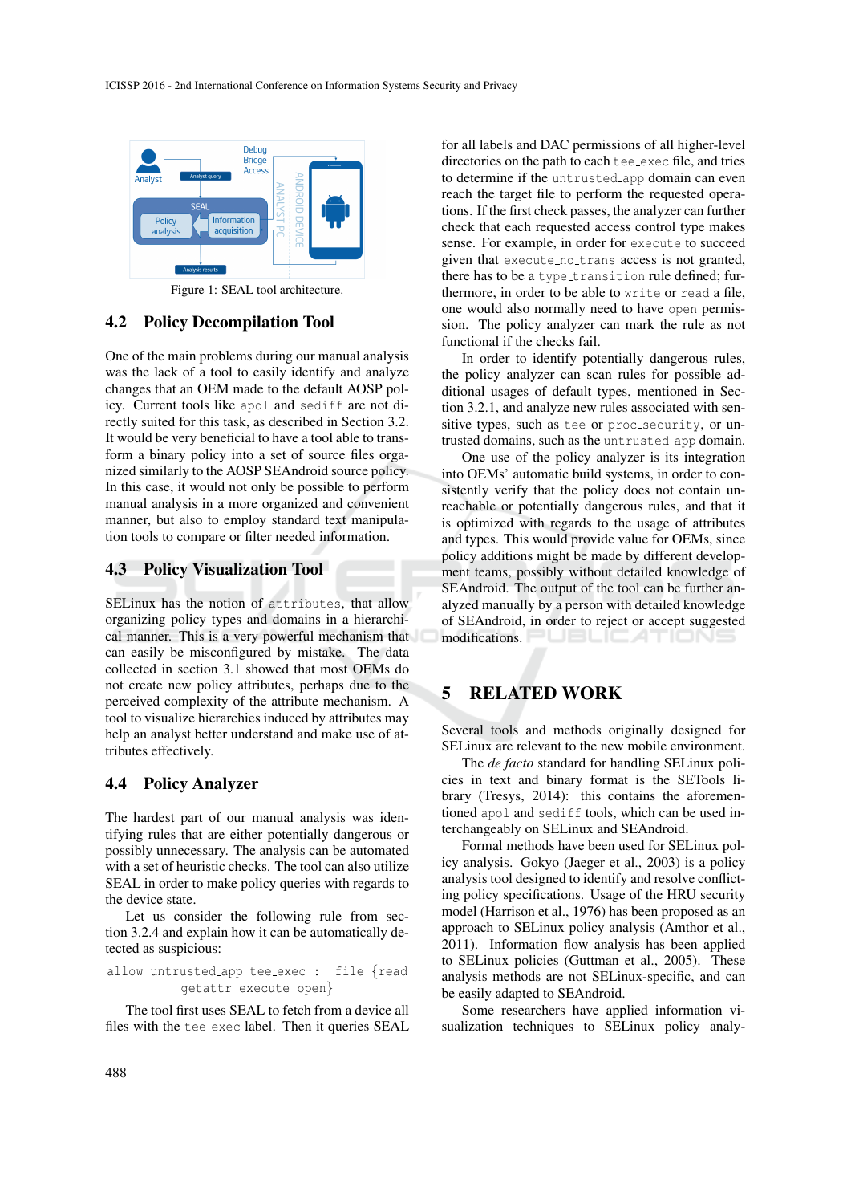Figure 1: SEAL tool architecture.

### 4.2 Policy Decompilation Tool

One of the main problems during our manual analysis was the lack of a tool to easily identify and analyze changes that an OEM made to the default AOSP policy. Current tools like `apol` and `sediff` are not directly suited for this task, as described in Section 3.2. It would be very beneficial to have a tool able to transform a binary policy into a set of source files organized similarly to the AOSP SEAndroid source policy. In this case, it would not only be possible to perform manual analysis in a more organized and convenient manner, but also to employ standard text manipulation tools to compare or filter needed information.

### 4.3 Policy Visualization Tool

SELinux has the notion of `attributes`, that allow organizing policy types and domains in a hierarchical manner. This is a very powerful mechanism that can easily be misconfigured by mistake. The data collected in section 3.1 showed that most OEMs do not create new policy attributes, perhaps due to the perceived complexity of the attribute mechanism. A tool to visualize hierarchies induced by attributes may help an analyst better understand and make use of attributes effectively.

### 4.4 Policy Analyzer

The hardest part of our manual analysis was identifying rules that are either potentially dangerous or possibly unnecessary. The analysis can be automated with a set of heuristic checks. The tool can also utilize SEAL in order to make policy queries with regards to the device state.

Let us consider the following rule from section 3.2.4 and explain how it can be automatically detected as suspicious:

```
allow untrusted_app tee_exec : file {read
      getattr execute open}
```

The tool first uses SEAL to fetch from a device all files with the `tee_exec` label. Then it queries SEAL for all labels and DAC permissions of all higher-level directories on the path to each `tee_exec` file, and tries to determine if the `untrusted_app` domain can even reach the target file to perform the requested operations. If the first check passes, the analyzer can further check that each requested access control type makes sense. For example, in order for `execute` to succeed given that `execute_no_trans` access is not granted, there has to be a `type_transition` rule defined; furthermore, in order to be able to `write` or `read` a file, one would also normally need to have `open` permission. The policy analyzer can mark the rule as not functional if the checks fail.

In order to identify potentially dangerous rules, the policy analyzer can scan rules for possible additional usages of default types, mentioned in Section 3.2.1, and analyze new rules associated with sensitive types, such as `tee` or `proc_security`, or untrusted domains, such as the `untrusted_app` domain.

One use of the policy analyzer is its integration into OEMs' automatic build systems, in order to consistently verify that the policy does not contain unreachable or potentially dangerous rules, and that it is optimized with regards to the usage of attributes and types. This would provide value for OEMs, since policy additions might be made by different development teams, possibly without detailed knowledge of SEAndroid. The output of the tool can be further analyzed manually by a person with detailed knowledge of SEAndroid, in order to reject or accept suggested modifications.

## 5 RELATED WORK

Several tools and methods originally designed for SELinux are relevant to the new mobile environment.

The *de facto* standard for handling SELinux policies in text and binary format is the SETools library (Tresys, 2014): this contains the aforementioned `apol` and `sediff` tools, which can be used interchangeably on SELinux and SEAndroid.

Formal methods have been used for SELinux policy analysis. Gokyo (Jaeger et al., 2003) is a policy analysis tool designed to identify and resolve conflicting policy specifications. Usage of the HRU security model (Harrison et al., 1976) has been proposed as an approach to SELinux policy analysis (Amthor et al., 2011). Information flow analysis has been applied to SELinux policies (Guttman et al., 2005). These analysis methods are not SELinux-specific, and can be easily adapted to SEAndroid.

Some researchers have applied information visualization techniques to SELinux policy analy-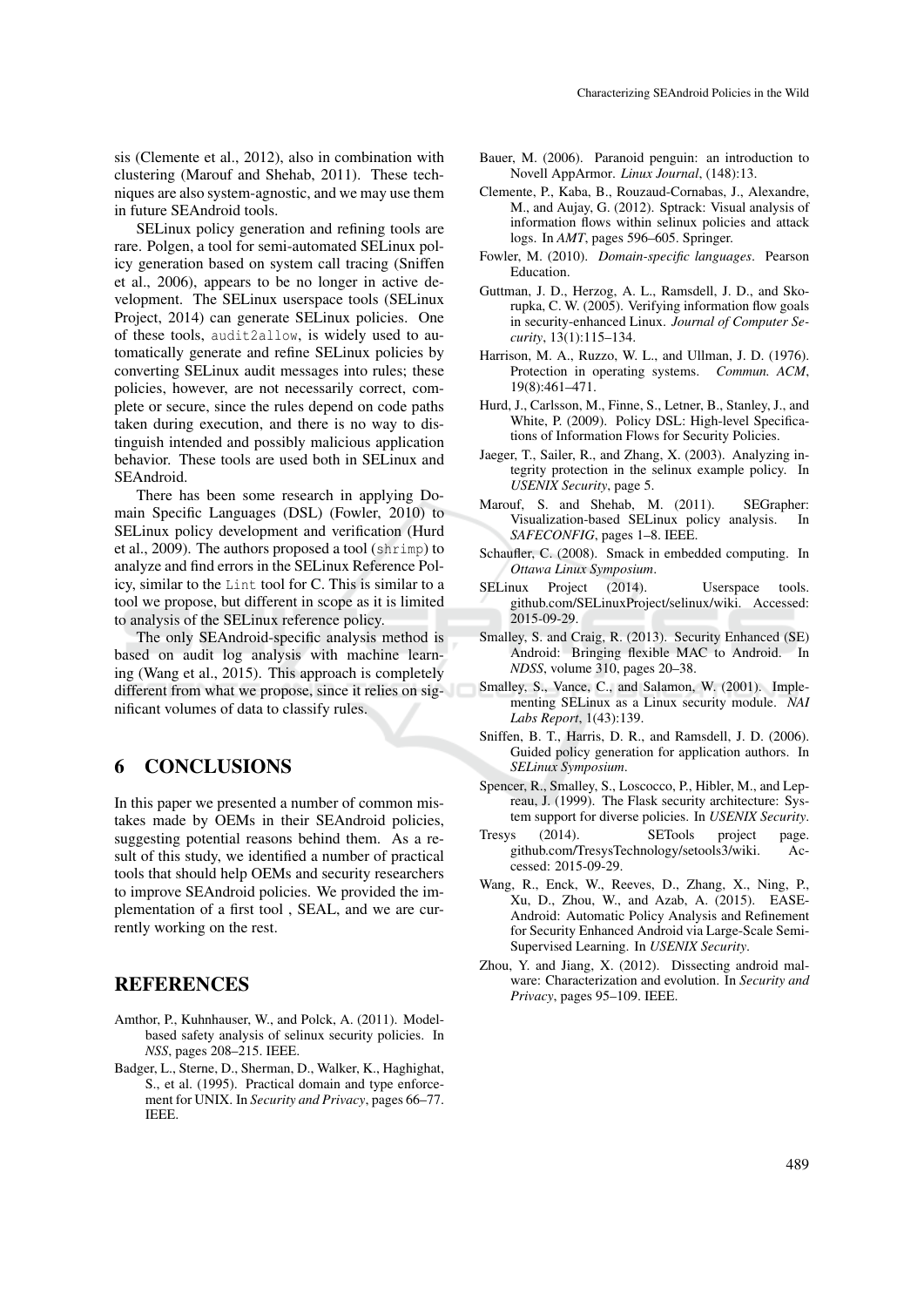sis (Clemente et al., 2012), also in combination with clustering (Marouf and Shehab, 2011). These techniques are also system-agnostic, and we may use them in future SEAndroid tools.

SELinux policy generation and refining tools are rare. Polgen, a tool for semi-automated SELinux policy generation based on system call tracing (Sniffen et al., 2006), appears to be no longer in active development. The SELinux userspace tools (SELinux Project, 2014) can generate SELinux policies. One of these tools, `audit2allow`, is widely used to automatically generate and refine SELinux policies by converting SELinux audit messages into rules; these policies, however, are not necessarily correct, complete or secure, since the rules depend on code paths taken during execution, and there is no way to distinguish intended and possibly malicious application behavior. These tools are used both in SELinux and SEAndroid.

There has been some research in applying Domain Specific Languages (DSL) (Fowler, 2010) to SELinux policy development and verification (Hurd et al., 2009). The authors proposed a tool (`shrimp`) to analyze and find errors in the SELinux Reference Policy, similar to the `Lint` tool for C. This is similar to a tool we propose, but different in scope as it is limited to analysis of the SELinux reference policy.

The only SEAndroid-specific analysis method is based on audit log analysis with machine learning (Wang et al., 2015). This approach is completely different from what we propose, since it relies on significant volumes of data to classify rules.

## 6 CONCLUSIONS

In this paper we presented a number of common mistakes made by OEMs in their SEAndroid policies, suggesting potential reasons behind them. As a result of this study, we identified a number of practical tools that should help OEMs and security researchers to improve SEAndroid policies. We provided the implementation of a first tool , SEAL, and we are currently working on the rest.

## REFERENCES

Amthor, P., Kuhnhauser, W., and Polck, A. (2011). Model-based safety analysis of selinux security policies. In *NSS*, pages 208–215. IEEE.

Badger, L., Sterne, D., Sherman, D., Walker, K., Haghighat, S., et al. (1995). Practical domain and type enforcement for UNIX. In *Security and Privacy*, pages 66–77. IEEE.

Bauer, M. (2006). Paranoid penguin: an introduction to Novell AppArmor. *Linux Journal*, (148):13.

Clemente, P., Kaba, B., Rouzaud-Cornabas, J., Alexandre, M., and Aujay, G. (2012). Sptrack: Visual analysis of information flows within selinux policies and attack logs. In *AMT*, pages 596–605. Springer.

Fowler, M. (2010). *Domain-specific languages*. Pearson Education.

Guttman, J. D., Herzog, A. L., Ramsdell, J. D., and Skorupka, C. W. (2005). Verifying information flow goals in security-enhanced Linux. *Journal of Computer Security*, 13(1):115–134.

Harrison, M. A., Ruzzo, W. L., and Ullman, J. D. (1976). Protection in operating systems. *Commun. ACM*, 19(8):461–471.

Hurd, J., Carlsson, M., Finne, S., Letner, B., Stanley, J., and White, P. (2009). Policy DSL: High-level Specifications of Information Flows for Security Policies.

Jaeger, T., Sailer, R., and Zhang, X. (2003). Analyzing integrity protection in the selinux example policy. In *USENIX Security*, page 5.

Marouf, S. and Shehab, M. (2011). SEGrapher: Visualization-based SELinux policy analysis. In *SAFECONFIG*, pages 1–8. IEEE.

Schaufler, C. (2008). Smack in embedded computing. In *Ottawa Linux Symposium*.

SELinux Project (2014). Userspace tools. github.com/SELinuxProject/selinux/wiki. Accessed: 2015-09-29.

Smalley, S. and Craig, R. (2013). Security Enhanced (SE) Android: Bringing flexible MAC to Android. In *NDSS*, volume 310, pages 20–38.

Smalley, S., Vance, C., and Salamon, W. (2001). Implementing SELinux as a Linux security module. *NAI Labs Report*, 1(43):139.

Sniffen, B. T., Harris, D. R., and Ramsdell, J. D. (2006). Guided policy generation for application authors. In *SELinux Symposium*.

Spencer, R., Smalley, S., Loscocco, P., Hibler, M., and Lepreau, J. (1999). The Flask security architecture: System support for diverse policies. In *USENIX Security*.

Tresys (2014). SETools project page. github.com/TresysTechnology/setools3/wiki. Accessed: 2015-09-29.

Wang, R., Enck, W., Reeves, D., Zhang, X., Ning, P., Xu, D., Zhou, W., and Azab, A. (2015). EASE-Android: Automatic Policy Analysis and Refinement for Security Enhanced Android via Large-Scale Semi-Supervised Learning. In *USENIX Security*.

Zhou, Y. and Jiang, X. (2012). Dissecting android malware: Characterization and evolution. In *Security and Privacy*, pages 95–109. IEEE.